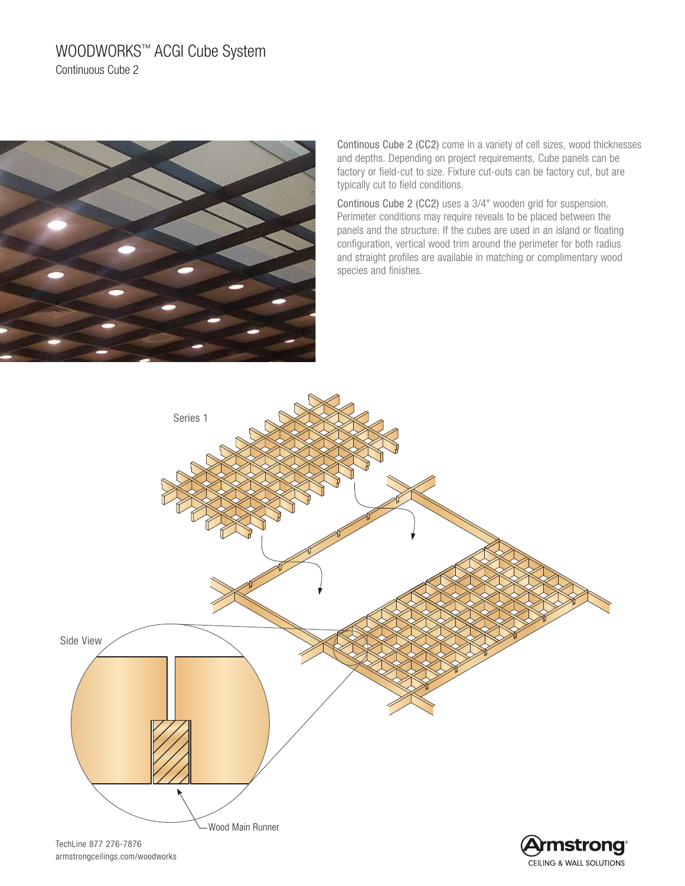# WOODWORKS™ ACGI Cube System

## Continuous Cube 2

Continous Cube 2 (CC2) come in a variety of cell sizes, wood thicknesses and depths. Depending on project requirements, Cube panels can be factory or field-cut to size. Fixture cut-outs can be factory cut, but are typically cut to field conditions.

Continous Cube 2 (CC2) uses a 3/4" wooden grid for suspension. Perimeter conditions may require reveals to be placed between the panels and the structure. If the cubes are used in an island or floating configuration, vertical wood trim around the perimeter for both radius and straight profiles are available in matching or complimentary wood species and finishes.

Series 1

Side View

Wood Main Runner

TechLine 877 276-7876
armstrongceilings.com/woodworks

Armstrong® CEILING & WALL SOLUTIONS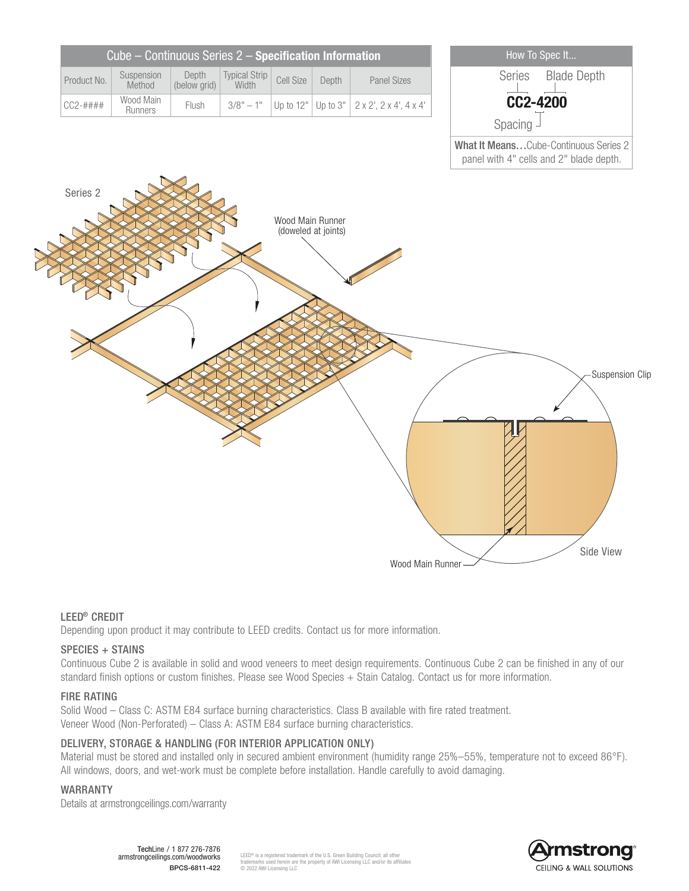## Cube – Continuous Series 2 – Specification Information

| Product No. | Suspension Method | Depth (below grid) | Typical Strip Width | Cell Size | Depth | Panel Sizes |
|---|---|---|---|---|---|---|
| CC2-#### | Wood Main Runners | Flush | 3/8" – 1" | Up to 12" | Up to 3" | 2 x 2', 2 x 4', 4 x 4' |

### How To Spec It...

Series   Blade Depth

**CC2-4200**

Spacing

**What It Means…**Cube-Continuous Series 2 panel with 4" cells and 2" blade depth.

Series 2

Wood Main Runner (doweled at joints)

Suspension Clip

Side View

Wood Main Runner

### LEED® CREDIT

Depending upon product it may contribute to LEED credits. Contact us for more information.

### SPECIES + STAINS

Continuous Cube 2 is available in solid and wood veneers to meet design requirements. Continuous Cube 2 can be finished in any of our standard finish options or custom finishes. Please see Wood Species + Stain Catalog. Contact us for more information.

### FIRE RATING

Solid Wood – Class C: ASTM E84 surface burning characteristics. Class B available with fire rated treatment.
Veneer Wood (Non-Perforated) – Class A: ASTM E84 surface burning characteristics.

### DELIVERY, STORAGE & HANDLING (FOR INTERIOR APPLICATION ONLY)

Material must be stored and installed only in secured ambient environment (humidity range 25%–55%, temperature not to exceed 86°F). All windows, doors, and wet-work must be complete before installation. Handle carefully to avoid damaging.

### WARRANTY

Details at armstrongceilings.com/warranty

TechLine / 1 877 276-7876
armstrongceilings.com/woodworks
BPCS-6811-422

LEED® is a registered trademark of the U.S. Green Building Council; all other trademarks used herein are the property of AWI Licensing LLC and/or its affiliates
© 2022 AWI Licensing LLC

Armstrong® CEILING & WALL SOLUTIONS